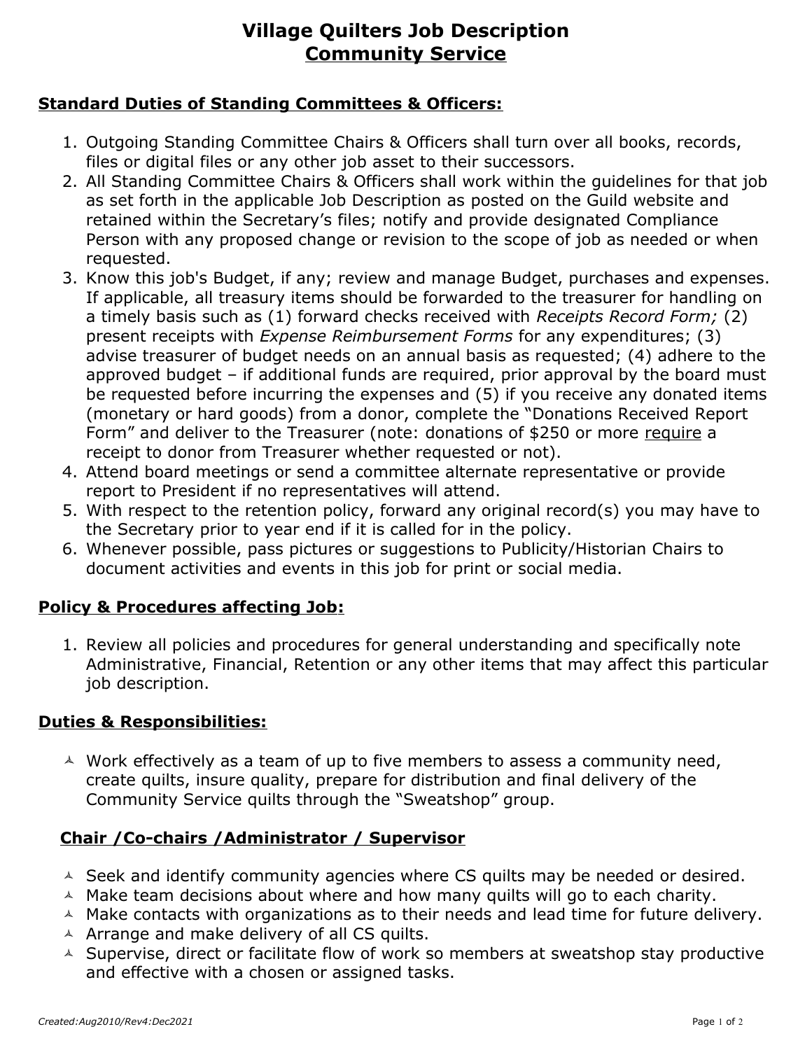# Village Quilters Job Description

## Community Service

### Standard Duties of Standing Committees & Officers:

1. Outgoing Standing Committee Chairs & Officers shall turn over all books, records, files or digital files or any other job asset to their successors.
2. All Standing Committee Chairs & Officers shall work within the guidelines for that job as set forth in the applicable Job Description as posted on the Guild website and retained within the Secretary's files; notify and provide designated Compliance Person with any proposed change or revision to the scope of job as needed or when requested.
3. Know this job's Budget, if any; review and manage Budget, purchases and expenses. If applicable, all treasury items should be forwarded to the treasurer for handling on a timely basis such as (1) forward checks received with *Receipts Record Form;* (2) present receipts with *Expense Reimbursement Forms* for any expenditures; (3) advise treasurer of budget needs on an annual basis as requested; (4) adhere to the approved budget – if additional funds are required, prior approval by the board must be requested before incurring the expenses and (5) if you receive any donated items (monetary or hard goods) from a donor, complete the "Donations Received Report Form" and deliver to the Treasurer (note: donations of $250 or more <u>require</u> a receipt to donor from Treasurer whether requested or not).
4. Attend board meetings or send a committee alternate representative or provide report to President if no representatives will attend.
5. With respect to the retention policy, forward any original record(s) you may have to the Secretary prior to year end if it is called for in the policy.
6. Whenever possible, pass pictures or suggestions to Publicity/Historian Chairs to document activities and events in this job for print or social media.

### Policy & Procedures affecting Job:

1. Review all policies and procedures for general understanding and specifically note Administrative, Financial, Retention or any other items that may affect this particular job description.

### Duties & Responsibilities:

- Work effectively as a team of up to five members to assess a community need, create quilts, insure quality, prepare for distribution and final delivery of the Community Service quilts through the "Sweatshop" group.

### Chair /Co-chairs /Administrator / Supervisor

- Seek and identify community agencies where CS quilts may be needed or desired.
- Make team decisions about where and how many quilts will go to each charity.
- Make contacts with organizations as to their needs and lead time for future delivery.
- Arrange and make delivery of all CS quilts.
- Supervise, direct or facilitate flow of work so members at sweatshop stay productive and effective with a chosen or assigned tasks.

*Created:Aug2010/Rev4:Dec2021*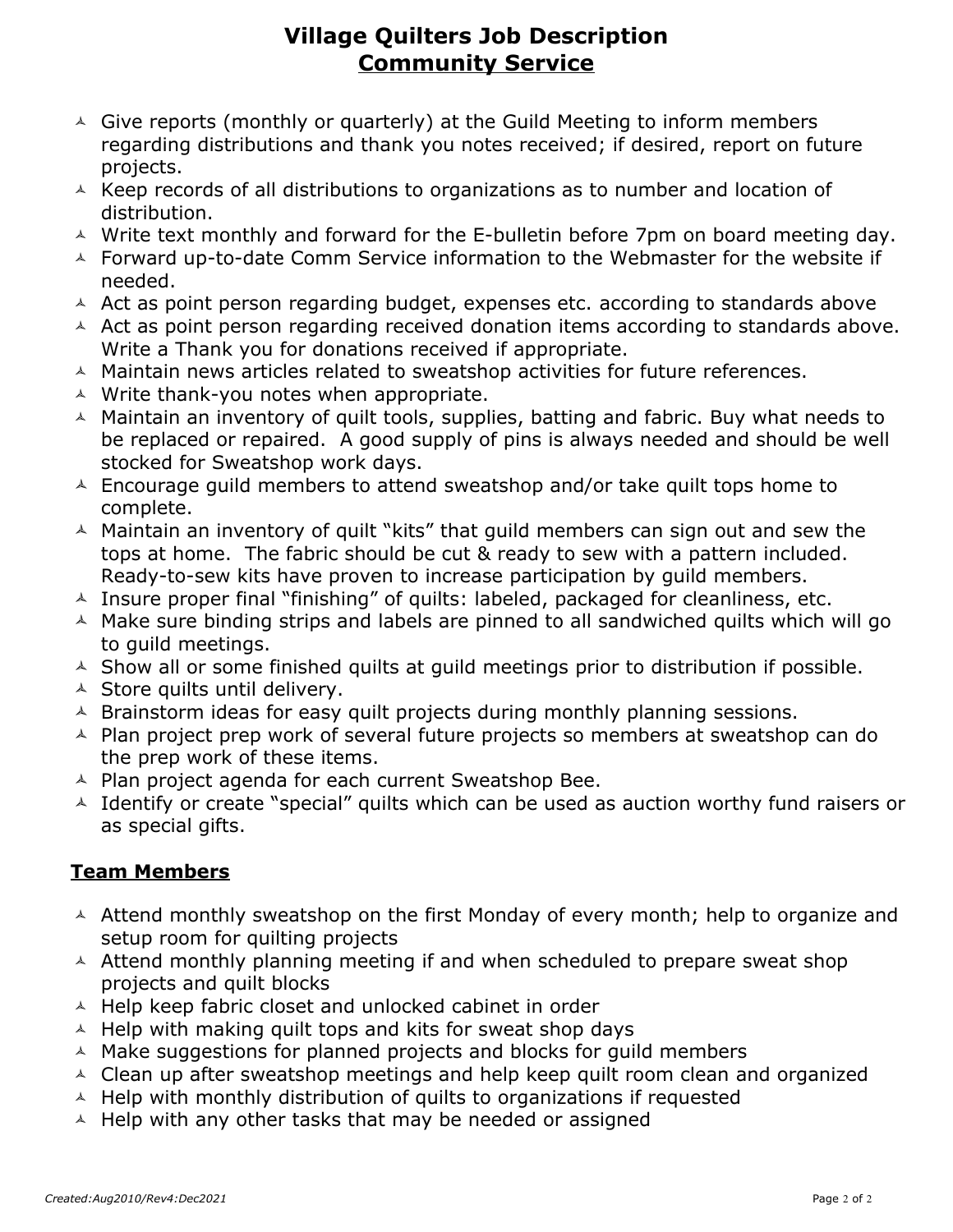# Village Quilters Job Description

## Community Service

- Give reports (monthly or quarterly) at the Guild Meeting to inform members regarding distributions and thank you notes received; if desired, report on future projects.
- Keep records of all distributions to organizations as to number and location of distribution.
- Write text monthly and forward for the E-bulletin before 7pm on board meeting day.
- Forward up-to-date Comm Service information to the Webmaster for the website if needed.
- Act as point person regarding budget, expenses etc. according to standards above
- Act as point person regarding received donation items according to standards above. Write a Thank you for donations received if appropriate.
- Maintain news articles related to sweatshop activities for future references.
- Write thank-you notes when appropriate.
- Maintain an inventory of quilt tools, supplies, batting and fabric. Buy what needs to be replaced or repaired. A good supply of pins is always needed and should be well stocked for Sweatshop work days.
- Encourage guild members to attend sweatshop and/or take quilt tops home to complete.
- Maintain an inventory of quilt "kits" that guild members can sign out and sew the tops at home. The fabric should be cut & ready to sew with a pattern included. Ready-to-sew kits have proven to increase participation by guild members.
- Insure proper final "finishing" of quilts: labeled, packaged for cleanliness, etc.
- Make sure binding strips and labels are pinned to all sandwiched quilts which will go to guild meetings.
- Show all or some finished quilts at guild meetings prior to distribution if possible.
- Store quilts until delivery.
- Brainstorm ideas for easy quilt projects during monthly planning sessions.
- Plan project prep work of several future projects so members at sweatshop can do the prep work of these items.
- Plan project agenda for each current Sweatshop Bee.
- Identify or create "special" quilts which can be used as auction worthy fund raisers or as special gifts.

### Team Members

- Attend monthly sweatshop on the first Monday of every month; help to organize and setup room for quilting projects
- Attend monthly planning meeting if and when scheduled to prepare sweat shop projects and quilt blocks
- Help keep fabric closet and unlocked cabinet in order
- Help with making quilt tops and kits for sweat shop days
- Make suggestions for planned projects and blocks for guild members
- Clean up after sweatshop meetings and help keep quilt room clean and organized
- Help with monthly distribution of quilts to organizations if requested
- Help with any other tasks that may be needed or assigned

*Created:Aug2010/Rev4:Dec2021*